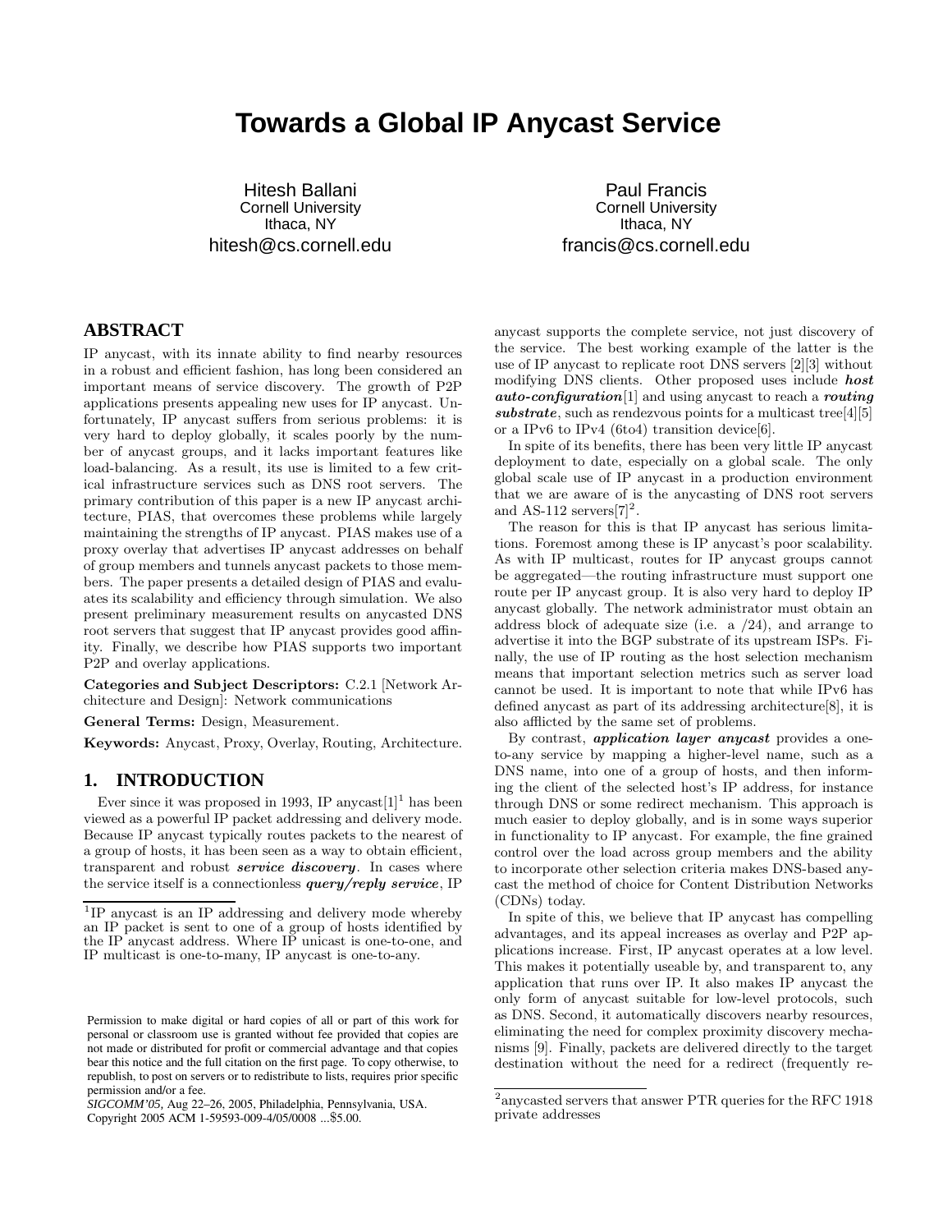# Towards a Global IP Anycast Service

Hitesh Ballani
Cornell University
Ithaca, NY
hitesh@cs.cornell.edu

Paul Francis
Cornell University
Ithaca, NY
francis@cs.cornell.edu

## ABSTRACT

IP anycast, with its innate ability to find nearby resources in a robust and efficient fashion, has long been considered an important means of service discovery. The growth of P2P applications presents appealing new uses for IP anycast. Unfortunately, IP anycast suffers from serious problems: it is very hard to deploy globally, it scales poorly by the number of anycast groups, and it lacks important features like load-balancing. As a result, its use is limited to a few critical infrastructure services such as DNS root servers. The primary contribution of this paper is a new IP anycast architecture, PIAS, that overcomes these problems while largely maintaining the strengths of IP anycast. PIAS makes use of a proxy overlay that advertises IP anycast addresses on behalf of group members and tunnels anycast packets to those members. The paper presents a detailed design of PIAS and evaluates its scalability and efficiency through simulation. We also present preliminary measurement results on anycasted DNS root servers that suggest that IP anycast provides good affinity. Finally, we describe how PIAS supports two important P2P and overlay applications.

**Categories and Subject Descriptors:** C.2.1 [Network Architecture and Design]: Network communications

**General Terms:** Design, Measurement.

**Keywords:** Anycast, Proxy, Overlay, Routing, Architecture.

## 1. INTRODUCTION

Ever since it was proposed in 1993, IP anycast[1][1] has been viewed as a powerful IP packet addressing and delivery mode. Because IP anycast typically routes packets to the nearest of a group of hosts, it has been seen as a way to obtain efficient, transparent and robust ***service discovery***. In cases where the service itself is a connectionless ***query/reply service***, IP anycast supports the complete service, not just discovery of the service. The best working example of the latter is the use of IP anycast to replicate root DNS servers [2][3] without modifying DNS clients. Other proposed uses include ***host auto-configuration***[1] and using anycast to reach a ***routing substrate***, such as rendezvous points for a multicast tree[4][5] or a IPv6 to IPv4 (6to4) transition device[6].

In spite of its benefits, there has been very little IP anycast deployment to date, especially on a global scale. The only global scale use of IP anycast in a production environment that we are aware of is the anycasting of DNS root servers and AS-112 servers[7][2].

The reason for this is that IP anycast has serious limitations. Foremost among these is IP anycast's poor scalability. As with IP multicast, routes for IP anycast groups cannot be aggregated—the routing infrastructure must support one route per IP anycast group. It is also very hard to deploy IP anycast globally. The network administrator must obtain an address block of adequate size (i.e. a /24), and arrange to advertise it into the BGP substrate of its upstream ISPs. Finally, the use of IP routing as the host selection mechanism means that important selection metrics such as server load cannot be used. It is important to note that while IPv6 has defined anycast as part of its addressing architecture[8], it is also afflicted by the same set of problems.

By contrast, ***application layer anycast*** provides a one-to-any service by mapping a higher-level name, such as a DNS name, into one of a group of hosts, and then informing the client of the selected host's IP address, for instance through DNS or some redirect mechanism. This approach is much easier to deploy globally, and is in some ways superior in functionality to IP anycast. For example, the fine grained control over the load across group members and the ability to incorporate other selection criteria makes DNS-based anycast the method of choice for Content Distribution Networks (CDNs) today.

In spite of this, we believe that IP anycast has compelling advantages, and its appeal increases as overlay and P2P applications increase. First, IP anycast operates at a low level. This makes it potentially useable by, and transparent to, any application that runs over IP. It also makes IP anycast the only form of anycast suitable for low-level protocols, such as DNS. Second, it automatically discovers nearby resources, eliminating the need for complex proximity discovery mechanisms [9]. Finally, packets are delivered directly to the target destination without the need for a redirect (frequently re-

[1]IP anycast is an IP addressing and delivery mode whereby an IP packet is sent to one of a group of hosts identified by the IP anycast address. Where IP unicast is one-to-one, and IP multicast is one-to-many, IP anycast is one-to-any.

[2]anycasted servers that answer PTR queries for the RFC 1918 private addresses

Permission to make digital or hard copies of all or part of this work for personal or classroom use is granted without fee provided that copies are not made or distributed for profit or commercial advantage and that copies bear this notice and the full citation on the first page. To copy otherwise, to republish, to post on servers or to redistribute to lists, requires prior specific permission and/or a fee.
*SIGCOMM'05,* Aug 22–26, 2005, Philadelphia, Pennsylvania, USA.
Copyright 2005 ACM 1-59593-009-4/05/0008 ...$5.00.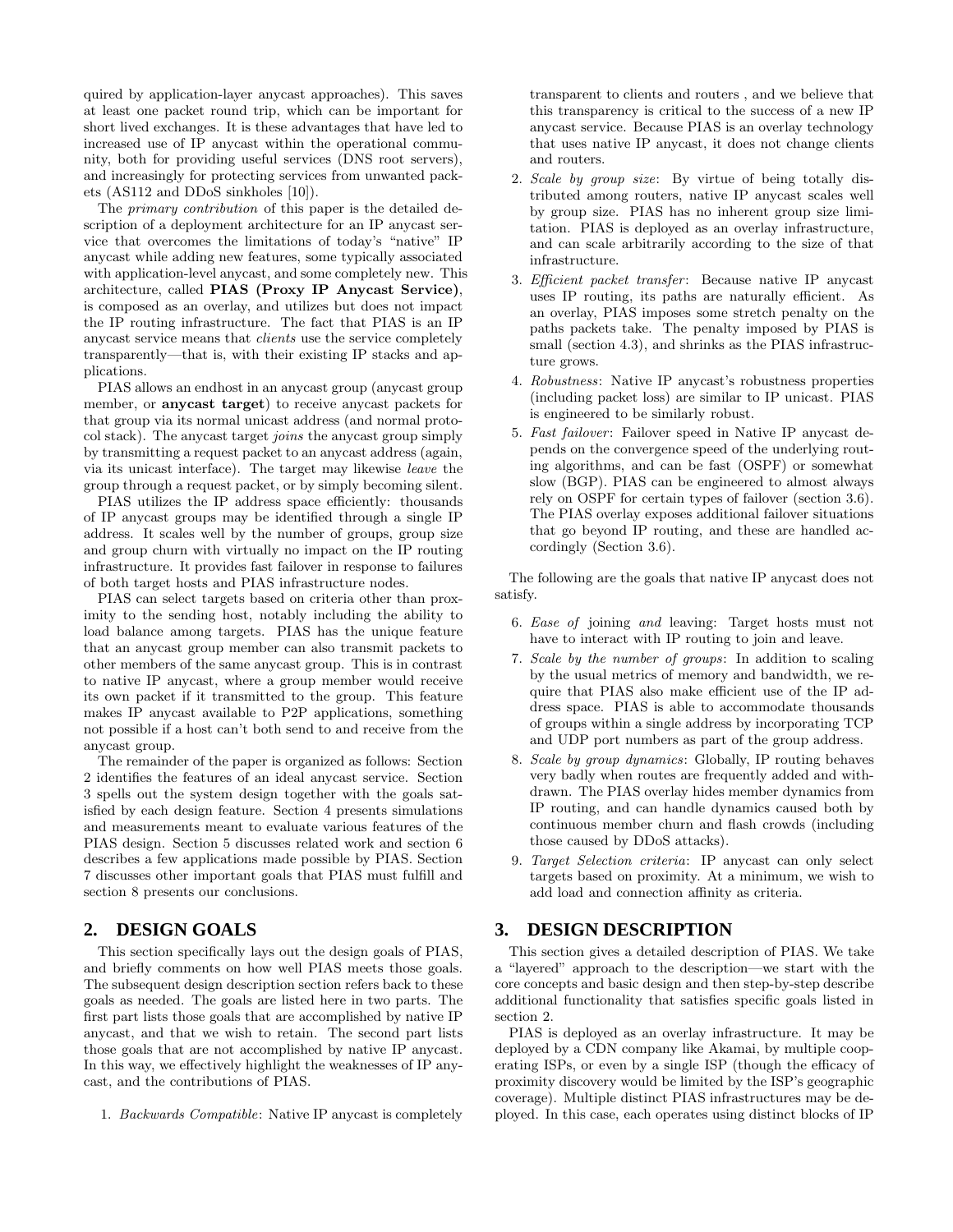quired by application-layer anycast approaches). This saves at least one packet round trip, which can be important for short lived exchanges. It is these advantages that have led to increased use of IP anycast within the operational community, both for providing useful services (DNS root servers), and increasingly for protecting services from unwanted packets (AS112 and DDoS sinkholes [10]).

The *primary contribution* of this paper is the detailed description of a deployment architecture for an IP anycast service that overcomes the limitations of today's "native" IP anycast while adding new features, some typically associated with application-level anycast, and some completely new. This architecture, called **PIAS (Proxy IP Anycast Service)**, is composed as an overlay, and utilizes but does not impact the IP routing infrastructure. The fact that PIAS is an IP anycast service means that *clients* use the service completely transparently—that is, with their existing IP stacks and applications.

PIAS allows an endhost in an anycast group (anycast group member, or **anycast target**) to receive anycast packets for that group via its normal unicast address (and normal protocol stack). The anycast target *joins* the anycast group simply by transmitting a request packet to an anycast address (again, via its unicast interface). The target may likewise *leave* the group through a request packet, or by simply becoming silent.

PIAS utilizes the IP address space efficiently: thousands of IP anycast groups may be identified through a single IP address. It scales well by the number of groups, group size and group churn with virtually no impact on the IP routing infrastructure. It provides fast failover in response to failures of both target hosts and PIAS infrastructure nodes.

PIAS can select targets based on criteria other than proximity to the sending host, notably including the ability to load balance among targets. PIAS has the unique feature that an anycast group member can also transmit packets to other members of the same anycast group. This is in contrast to native IP anycast, where a group member would receive its own packet if it transmitted to the group. This feature makes IP anycast available to P2P applications, something not possible if a host can't both send to and receive from the anycast group.

The remainder of the paper is organized as follows: Section 2 identifies the features of an ideal anycast service. Section 3 spells out the system design together with the goals satisfied by each design feature. Section 4 presents simulations and measurements meant to evaluate various features of the PIAS design. Section 5 discusses related work and section 6 describes a few applications made possible by PIAS. Section 7 discusses other important goals that PIAS must fulfill and section 8 presents our conclusions.

## 2. DESIGN GOALS

This section specifically lays out the design goals of PIAS, and briefly comments on how well PIAS meets those goals. The subsequent design description section refers back to these goals as needed. The goals are listed here in two parts. The first part lists those goals that are accomplished by native IP anycast, and that we wish to retain. The second part lists those goals that are not accomplished by native IP anycast. In this way, we effectively highlight the weaknesses of IP anycast, and the contributions of PIAS.

1. *Backwards Compatible*: Native IP anycast is completely transparent to clients and routers , and we believe that this transparency is critical to the success of a new IP anycast service. Because PIAS is an overlay technology that uses native IP anycast, it does not change clients and routers.
2. *Scale by group size*: By virtue of being totally distributed among routers, native IP anycast scales well by group size. PIAS has no inherent group size limitation. PIAS is deployed as an overlay infrastructure, and can scale arbitrarily according to the size of that infrastructure.
3. *Efficient packet transfer*: Because native IP anycast uses IP routing, its paths are naturally efficient. As an overlay, PIAS imposes some stretch penalty on the paths packets take. The penalty imposed by PIAS is small (section 4.3), and shrinks as the PIAS infrastructure grows.
4. *Robustness*: Native IP anycast's robustness properties (including packet loss) are similar to IP unicast. PIAS is engineered to be similarly robust.
5. *Fast failover*: Failover speed in Native IP anycast depends on the convergence speed of the underlying routing algorithms, and can be fast (OSPF) or somewhat slow (BGP). PIAS can be engineered to almost always rely on OSPF for certain types of failover (section 3.6). The PIAS overlay exposes additional failover situations that go beyond IP routing, and these are handled accordingly (Section 3.6).

The following are the goals that native IP anycast does not satisfy.

6. *Ease of* joining *and* leaving: Target hosts must not have to interact with IP routing to join and leave.
7. *Scale by the number of groups*: In addition to scaling by the usual metrics of memory and bandwidth, we require that PIAS also make efficient use of the IP address space. PIAS is able to accommodate thousands of groups within a single address by incorporating TCP and UDP port numbers as part of the group address.
8. *Scale by group dynamics*: Globally, IP routing behaves very badly when routes are frequently added and withdrawn. The PIAS overlay hides member dynamics from IP routing, and can handle dynamics caused both by continuous member churn and flash crowds (including those caused by DDoS attacks).
9. *Target Selection criteria*: IP anycast can only select targets based on proximity. At a minimum, we wish to add load and connection affinity as criteria.

## 3. DESIGN DESCRIPTION

This section gives a detailed description of PIAS. We take a "layered" approach to the description—we start with the core concepts and basic design and then step-by-step describe additional functionality that satisfies specific goals listed in section 2.

PIAS is deployed as an overlay infrastructure. It may be deployed by a CDN company like Akamai, by multiple cooperating ISPs, or even by a single ISP (though the efficacy of proximity discovery would be limited by the ISP's geographic coverage). Multiple distinct PIAS infrastructures may be deployed. In this case, each operates using distinct blocks of IP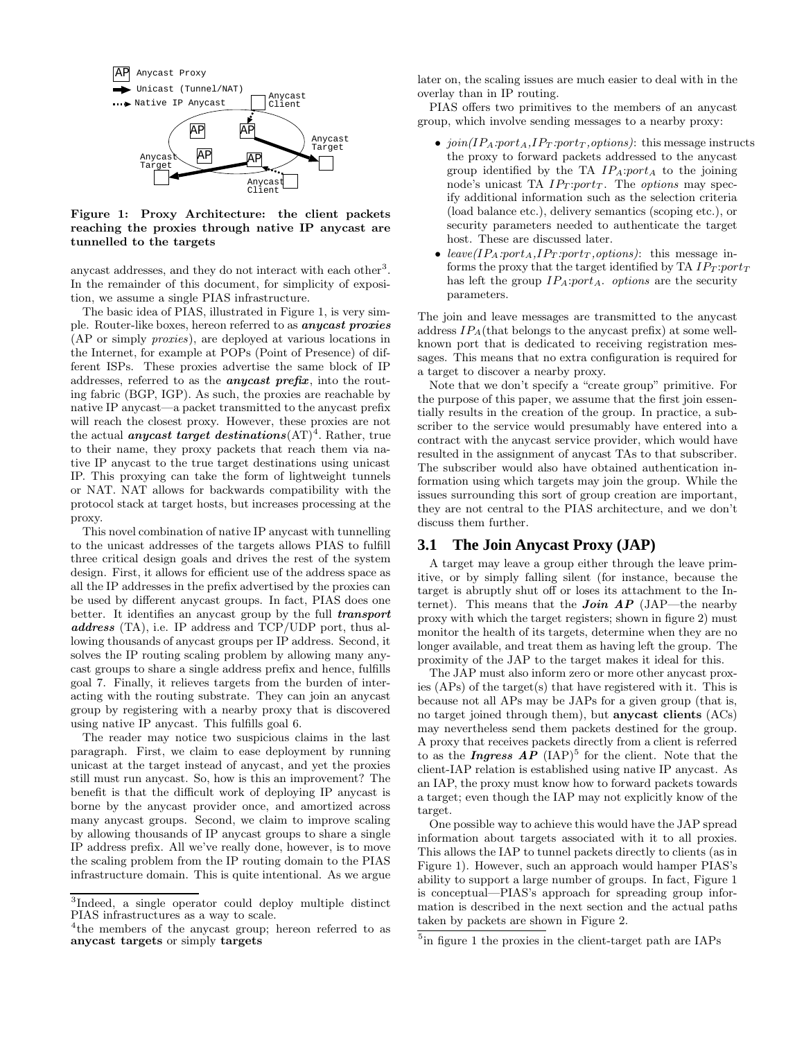Figure 1: Proxy Architecture: the client packets reaching the proxies through native IP anycast are tunnelled to the targets

anycast addresses, and they do not interact with each other[3]. In the remainder of this document, for simplicity of exposition, we assume a single PIAS infrastructure.

The basic idea of PIAS, illustrated in Figure 1, is very simple. Router-like boxes, hereon referred to as ***anycast proxies*** (AP or simply *proxies*), are deployed at various locations in the Internet, for example at POPs (Point of Presence) of different ISPs. These proxies advertise the same block of IP addresses, referred to as the ***anycast prefix***, into the routing fabric (BGP, IGP). As such, the proxies are reachable by native IP anycast—a packet transmitted to the anycast prefix will reach the closest proxy. However, these proxies are not the actual ***anycast target destinations***(AT)[4]. Rather, true to their name, they proxy packets that reach them via native IP anycast to the true target destinations using unicast IP. This proxying can take the form of lightweight tunnels or NAT. NAT allows for backwards compatibility with the protocol stack at target hosts, but increases processing at the proxy.

This novel combination of native IP anycast with tunnelling to the unicast addresses of the targets allows PIAS to fulfill three critical design goals and drives the rest of the system design. First, it allows for efficient use of the address space as all the IP addresses in the prefix advertised by the proxies can be used by different anycast groups. In fact, PIAS does one better. It identifies an anycast group by the full ***transport address*** (TA), i.e. IP address and TCP/UDP port, thus allowing thousands of anycast groups per IP address. Second, it solves the IP routing scaling problem by allowing many anycast groups to share a single address prefix and hence, fulfills goal 7. Finally, it relieves targets from the burden of interacting with the routing substrate. They can join an anycast group by registering with a nearby proxy that is discovered using native IP anycast. This fulfills goal 6.

The reader may notice two suspicious claims in the last paragraph. First, we claim to ease deployment by running unicast at the target instead of anycast, and yet the proxies still must run anycast. So, how is this an improvement? The benefit is that the difficult work of deploying IP anycast is borne by the anycast provider once, and amortized across many anycast groups. Second, we claim to improve scaling by allowing thousands of IP anycast groups to share a single IP address prefix. All we've really done, however, is to move the scaling problem from the IP routing domain to the PIAS infrastructure domain. This is quite intentional. As we argue later on, the scaling issues are much easier to deal with in the overlay than in IP routing.

PIAS offers two primitives to the members of an anycast group, which involve sending messages to a nearby proxy:

- *join*($IP_A$:$port_A$,$IP_T$:$port_T$,*options*): this message instructs the proxy to forward packets addressed to the anycast group identified by the TA $IP_A$:$port_A$ to the joining node's unicast TA $IP_T$:$port_T$. The *options* may specify additional information such as the selection criteria (load balance etc.), delivery semantics (scoping etc.), or security parameters needed to authenticate the target host. These are discussed later.
- *leave*($IP_A$:$port_A$,$IP_T$:$port_T$,*options*): this message informs the proxy that the target identified by TA $IP_T$:$port_T$ has left the group $IP_A$:$port_A$. *options* are the security parameters.

The join and leave messages are transmitted to the anycast address $IP_A$(that belongs to the anycast prefix) at some well-known port that is dedicated to receiving registration messages. This means that no extra configuration is required for a target to discover a nearby proxy.

Note that we don't specify a "create group" primitive. For the purpose of this paper, we assume that the first join essentially results in the creation of the group. In practice, a subscriber to the service would presumably have entered into a contract with the anycast service provider, which would have resulted in the assignment of anycast TAs to that subscriber. The subscriber would also have obtained authentication information using which targets may join the group. While the issues surrounding this sort of group creation are important, they are not central to the PIAS architecture, and we don't discuss them further.

## 3.1 The Join Anycast Proxy (JAP)

A target may leave a group either through the leave primitive, or by simply falling silent (for instance, because the target is abruptly shut off or loses its attachment to the Internet). This means that the ***Join AP*** (JAP—the nearby proxy with which the target registers; shown in figure 2) must monitor the health of its targets, determine when they are no longer available, and treat them as having left the group. The proximity of the JAP to the target makes it ideal for this.

The JAP must also inform zero or more other anycast proxies (APs) of the target(s) that have registered with it. This is because not all APs may be JAPs for a given group (that is, no target joined through them), but **anycast clients** (ACs) may nevertheless send them packets destined for the group. A proxy that receives packets directly from a client is referred to as the ***Ingress AP*** (IAP)[5] for the client. Note that the client-IAP relation is established using native IP anycast. As an IAP, the proxy must know how to forward packets towards a target; even though the IAP may not explicitly know of the target.

One possible way to achieve this would have the JAP spread information about targets associated with it to all proxies. This allows the IAP to tunnel packets directly to clients (as in Figure 1). However, such an approach would hamper PIAS's ability to support a large number of groups. In fact, Figure 1 is conceptual—PIAS's approach for spreading group information is described in the next section and the actual paths taken by packets are shown in Figure 2.

[3]Indeed, a single operator could deploy multiple distinct PIAS infrastructures as a way to scale.

[4]the members of the anycast group; hereon referred to as **anycast targets** or simply **targets**

[5]in figure 1 the proxies in the client-target path are IAPs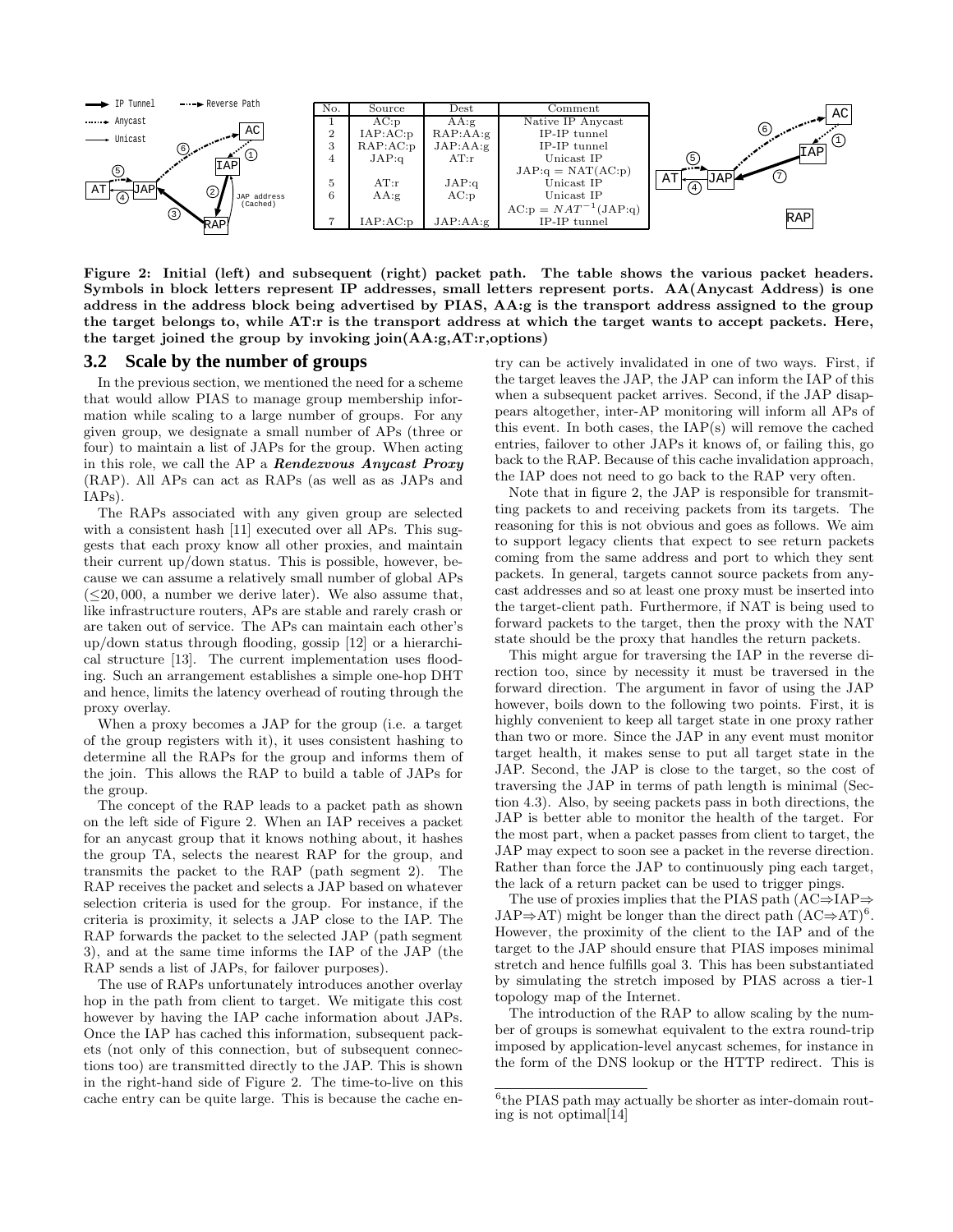| No. | Source | Dest | Comment |
|---|---|---|---|
| 1 | AC:p | AA:g | Native IP Anycast |
| 2 | IAP:AC:p | RAP:AA:g | IP-IP tunnel |
| 3 | RAP:AC:p | JAP:AA:g | IP-IP tunnel |
| 4 | JAP:q | AT:r | Unicast IP |
| | | | JAP:q = NAT(AC:p) |
| 5 | AT:r | JAP:q | Unicast IP |
| 6 | AA:g | AC:p | Unicast IP |
| | | | AC:p = $NAT^{-1}$(JAP:q) |
| 7 | IAP:AC:p | JAP:AA:g | IP-IP tunnel |

**Figure 2: Initial (left) and subsequent (right) packet path. The table shows the various packet headers. Symbols in block letters represent IP addresses, small letters represent ports. AA(Anycast Address) is one address in the address block being advertised by PIAS, AA:g is the transport address assigned to the group the target belongs to, while AT:r is the transport address at which the target wants to accept packets. Here, the target joined the group by invoking join(AA:g,AT:r,options)**

## 3.2 Scale by the number of groups

In the previous section, we mentioned the need for a scheme that would allow PIAS to manage group membership information while scaling to a large number of groups. For any given group, we designate a small number of APs (three or four) to maintain a list of JAPs for the group. When acting in this role, we call the AP a ***Rendezvous Anycast Proxy*** (RAP). All APs can act as RAPs (as well as as JAPs and IAPs).

The RAPs associated with any given group are selected with a consistent hash [11] executed over all APs. This suggests that each proxy know all other proxies, and maintain their current up/down status. This is possible, however, because we can assume a relatively small number of global APs ($\leq$20,000, a number we derive later). We also assume that, like infrastructure routers, APs are stable and rarely crash or are taken out of service. The APs can maintain each other's up/down status through flooding, gossip [12] or a hierarchical structure [13]. The current implementation uses flooding. Such an arrangement establishes a simple one-hop DHT and hence, limits the latency overhead of routing through the proxy overlay.

When a proxy becomes a JAP for the group (i.e. a target of the group registers with it), it uses consistent hashing to determine all the RAPs for the group and informs them of the join. This allows the RAP to build a table of JAPs for the group.

The concept of the RAP leads to a packet path as shown on the left side of Figure 2. When an IAP receives a packet for an anycast group that it knows nothing about, it hashes the group TA, selects the nearest RAP for the group, and transmits the packet to the RAP (path segment 2). The RAP receives the packet and selects a JAP based on whatever selection criteria is used for the group. For instance, if the criteria is proximity, it selects a JAP close to the IAP. The RAP forwards the packet to the selected JAP (path segment 3), and at the same time informs the IAP of the JAP (the RAP sends a list of JAPs, for failover purposes).

The use of RAPs unfortunately introduces another overlay hop in the path from client to target. We mitigate this cost however by having the IAP cache information about JAPs. Once the IAP has cached this information, subsequent packets (not only of this connection, but of subsequent connections too) are transmitted directly to the JAP. This is shown in the right-hand side of Figure 2. The time-to-live on this cache entry can be quite large. This is because the cache entry can be actively invalidated in one of two ways. First, if the target leaves the JAP, the JAP can inform the IAP of this when a subsequent packet arrives. Second, if the JAP disappears altogether, inter-AP monitoring will inform all APs of this event. In both cases, the IAP(s) will remove the cached entries, failover to other JAPs it knows of, or failing this, go back to the RAP. Because of this cache invalidation approach, the IAP does not need to go back to the RAP very often.

Note that in figure 2, the JAP is responsible for transmitting packets to and receiving packets from its targets. The reasoning for this is not obvious and goes as follows. We aim to support legacy clients that expect to see return packets coming from the same address and port to which they sent packets. In general, targets cannot source packets from anycast addresses and so at least one proxy must be inserted into the target-client path. Furthermore, if NAT is being used to forward packets to the target, then the proxy with the NAT state should be the proxy that handles the return packets.

This might argue for traversing the IAP in the reverse direction too, since by necessity it must be traversed in the forward direction. The argument in favor of using the JAP however, boils down to the following two points. First, it is highly convenient to keep all target state in one proxy rather than two or more. Since the JAP in any event must monitor target health, it makes sense to put all target state in the JAP. Second, the JAP is close to the target, so the cost of traversing the JAP in terms of path length is minimal (Section 4.3). Also, by seeing packets pass in both directions, the JAP is better able to monitor the health of the target. For the most part, when a packet passes from client to target, the JAP may expect to soon see a packet in the reverse direction. Rather than force the JAP to continuously ping each target, the lack of a return packet can be used to trigger pings.

The use of proxies implies that the PIAS path (AC$\Rightarrow$IAP$\Rightarrow$JAP$\Rightarrow$AT) might be longer than the direct path (AC$\Rightarrow$AT)[6]. However, the proximity of the client to the IAP and of the target to the JAP should ensure that PIAS imposes minimal stretch and hence fulfills goal 3. This has been substantiated by simulating the stretch imposed by PIAS across a tier-1 topology map of the Internet.

The introduction of the RAP to allow scaling by the number of groups is somewhat equivalent to the extra round-trip imposed by application-level anycast schemes, for instance in the form of the DNS lookup or the HTTP redirect. This is

[6] the PIAS path may actually be shorter as inter-domain routing is not optimal[14]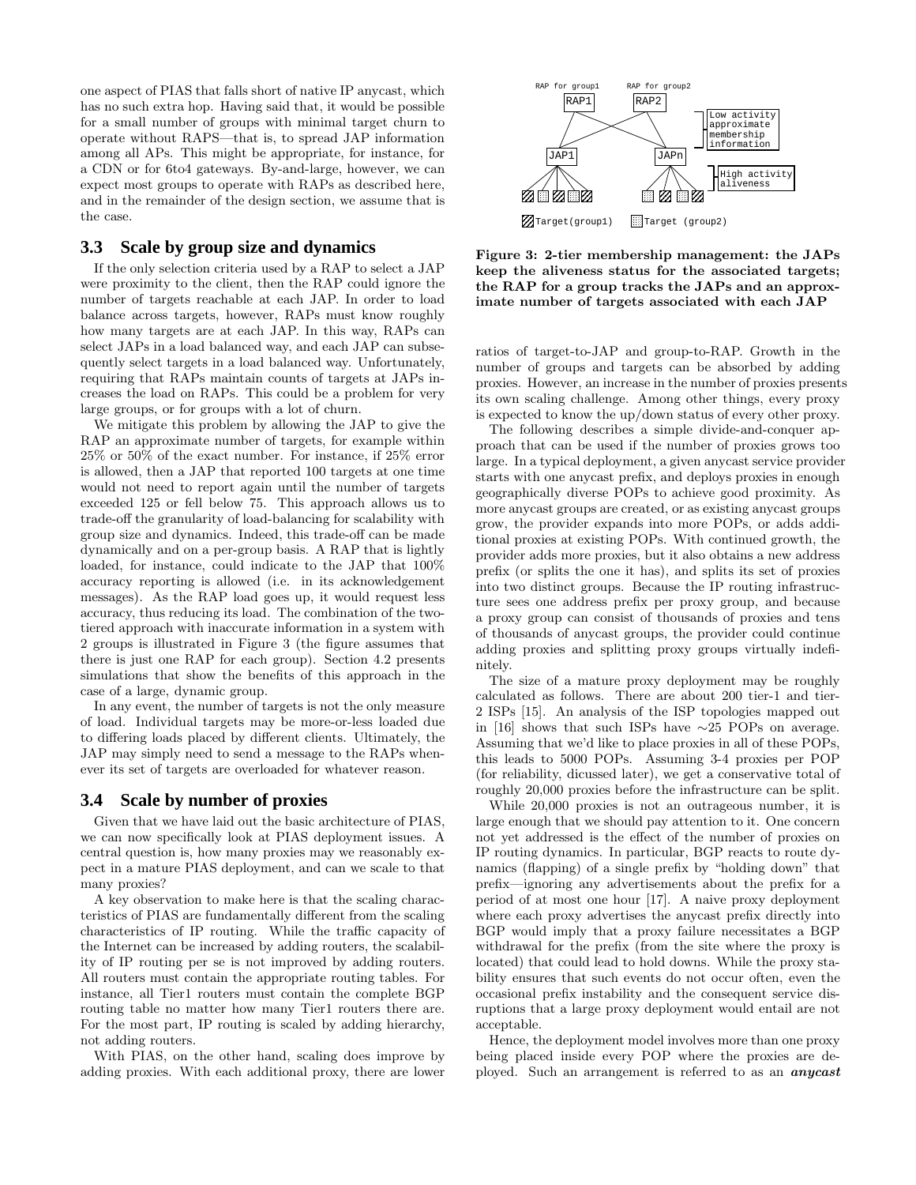one aspect of PIAS that falls short of native IP anycast, which has no such extra hop. Having said that, it would be possible for a small number of groups with minimal target churn to operate without RAPS—that is, to spread JAP information among all APs. This might be appropriate, for instance, for a CDN or for 6to4 gateways. By-and-large, however, we can expect most groups to operate with RAPs as described here, and in the remainder of the design section, we assume that is the case.

## 3.3 Scale by group size and dynamics

If the only selection criteria used by a RAP to select a JAP were proximity to the client, then the RAP could ignore the number of targets reachable at each JAP. In order to load balance across targets, however, RAPs must know roughly how many targets are at each JAP. In this way, RAPs can select JAPs in a load balanced way, and each JAP can subsequently select targets in a load balanced way. Unfortunately, requiring that RAPs maintain counts of targets at JAPs increases the load on RAPs. This could be a problem for very large groups, or for groups with a lot of churn.

We mitigate this problem by allowing the JAP to give the RAP an approximate number of targets, for example within 25% or 50% of the exact number. For instance, if 25% error is allowed, then a JAP that reported 100 targets at one time would not need to report again until the number of targets exceeded 125 or fell below 75. This approach allows us to trade-off the granularity of load-balancing for scalability with group size and dynamics. Indeed, this trade-off can be made dynamically and on a per-group basis. A RAP that is lightly loaded, for instance, could indicate to the JAP that 100% accuracy reporting is allowed (i.e. in its acknowledgement messages). As the RAP load goes up, it would request less accuracy, thus reducing its load. The combination of the two-tiered approach with inaccurate information in a system with 2 groups is illustrated in Figure 3 (the figure assumes that there is just one RAP for each group). Section 4.2 presents simulations that show the benefits of this approach in the case of a large, dynamic group.

In any event, the number of targets is not the only measure of load. Individual targets may be more-or-less loaded due to differing loads placed by different clients. Ultimately, the JAP may simply need to send a message to the RAPs whenever its set of targets are overloaded for whatever reason.

## 3.4 Scale by number of proxies

Given that we have laid out the basic architecture of PIAS, we can now specifically look at PIAS deployment issues. A central question is, how many proxies may we reasonably expect in a mature PIAS deployment, and can we scale to that many proxies?

A key observation to make here is that the scaling characteristics of PIAS are fundamentally different from the scaling characteristics of IP routing. While the traffic capacity of the Internet can be increased by adding routers, the scalability of IP routing per se is not improved by adding routers. All routers must contain the appropriate routing tables. For instance, all Tier1 routers must contain the complete BGP routing table no matter how many Tier1 routers there are. For the most part, IP routing is scaled by adding hierarchy, not adding routers.

With PIAS, on the other hand, scaling does improve by adding proxies. With each additional proxy, there are lower ratios of target-to-JAP and group-to-RAP. Growth in the number of groups and targets can be absorbed by adding proxies. However, an increase in the number of proxies presents its own scaling challenge. Among other things, every proxy is expected to know the up/down status of every other proxy.

RAP for group1 RAP for group2
RAP1 RAP2
Low activity approximate membership information
JAP1 JAPn
High activity aliveness
Target(group1) Target (group2)

**Figure 3: 2-tier membership management: the JAPs keep the aliveness status for the associated targets; the RAP for a group tracks the JAPs and an approximate number of targets associated with each JAP**

The following describes a simple divide-and-conquer approach that can be used if the number of proxies grows too large. In a typical deployment, a given anycast service provider starts with one anycast prefix, and deploys proxies in enough geographically diverse POPs to achieve good proximity. As more anycast groups are created, or as existing anycast groups grow, the provider expands into more POPs, or adds additional proxies at existing POPs. With continued growth, the provider adds more proxies, but it also obtains a new address prefix (or splits the one it has), and splits its set of proxies into two distinct groups. Because the IP routing infrastructure sees one address prefix per proxy group, and because a proxy group can consist of thousands of proxies and tens of thousands of anycast groups, the provider could continue adding proxies and splitting proxy groups virtually indefinitely.

The size of a mature proxy deployment may be roughly calculated as follows. There are about 200 tier-1 and tier-2 ISPs [15]. An analysis of the ISP topologies mapped out in [16] shows that such ISPs have ∼25 POPs on average. Assuming that we'd like to place proxies in all of these POPs, this leads to 5000 POPs. Assuming 3-4 proxies per POP (for reliability, dicussed later), we get a conservative total of roughly 20,000 proxies before the infrastructure can be split.

While 20,000 proxies is not an outrageous number, it is large enough that we should pay attention to it. One concern not yet addressed is the effect of the number of proxies on IP routing dynamics. In particular, BGP reacts to route dynamics (flapping) of a single prefix by "holding down" that prefix—ignoring any advertisements about the prefix for a period of at most one hour [17]. A naive proxy deployment where each proxy advertises the anycast prefix directly into BGP would imply that a proxy failure necessitates a BGP withdrawal for the prefix (from the site where the proxy is located) that could lead to hold downs. While the proxy stability ensures that such events do not occur often, even the occasional prefix instability and the consequent service disruptions that a large proxy deployment would entail are not acceptable.

Hence, the deployment model involves more than one proxy being placed inside every POP where the proxies are deployed. Such an arrangement is referred to as an ***anycast***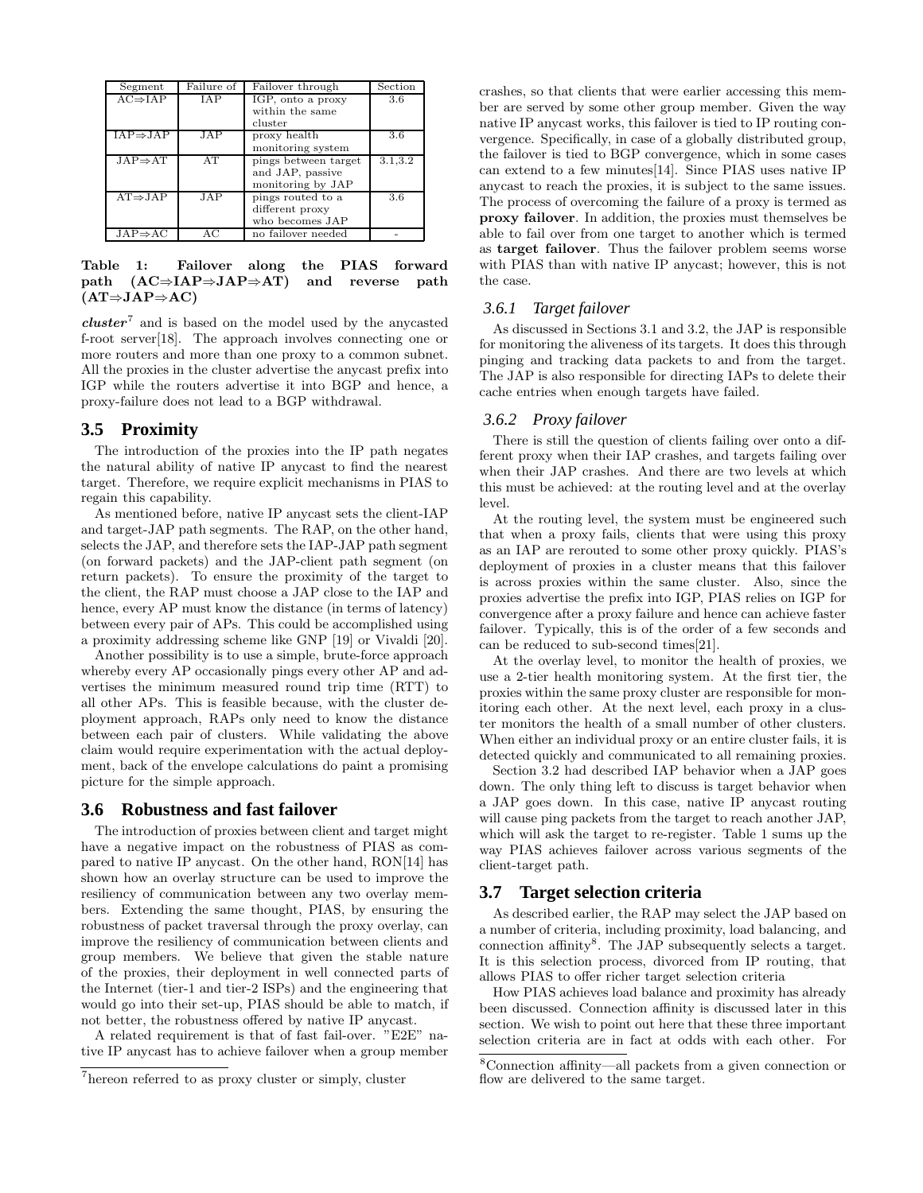| Segment | Failure of | Failover through | Section |
|---|---|---|---|
| AC⇒IAP | IAP | IGP, onto a proxy within the same cluster | 3.6 |
| IAP⇒JAP | JAP | proxy health monitoring system | 3.6 |
| JAP⇒AT | AT | pings between target and JAP, passive monitoring by JAP | 3.1,3.2 |
| AT⇒JAP | JAP | pings routed to a different proxy who becomes JAP | 3.6 |
| JAP⇒AC | AC | no failover needed | - |

**Table 1: Failover along the PIAS forward path (AC⇒IAP⇒JAP⇒AT) and reverse path (AT⇒JAP⇒AC)**

***cluster***[7] and is based on the model used by the anycasted f-root server[18]. The approach involves connecting one or more routers and more than one proxy to a common subnet. All the proxies in the cluster advertise the anycast prefix into IGP while the routers advertise it into BGP and hence, a proxy-failure does not lead to a BGP withdrawal.

## 3.5 Proximity

The introduction of the proxies into the IP path negates the natural ability of native IP anycast to find the nearest target. Therefore, we require explicit mechanisms in PIAS to regain this capability.

As mentioned before, native IP anycast sets the client-IAP and target-JAP path segments. The RAP, on the other hand, selects the JAP, and therefore sets the IAP-JAP path segment (on forward packets) and the JAP-client path segment (on return packets). To ensure the proximity of the target to the client, the RAP must choose a JAP close to the IAP and hence, every AP must know the distance (in terms of latency) between every pair of APs. This could be accomplished using a proximity addressing scheme like GNP [19] or Vivaldi [20].

Another possibility is to use a simple, brute-force approach whereby every AP occasionally pings every other AP and advertises the minimum measured round trip time (RTT) to all other APs. This is feasible because, with the cluster deployment approach, RAPs only need to know the distance between each pair of clusters. While validating the above claim would require experimentation with the actual deployment, back of the envelope calculations do paint a promising picture for the simple approach.

## 3.6 Robustness and fast failover

The introduction of proxies between client and target might have a negative impact on the robustness of PIAS as compared to native IP anycast. On the other hand, RON[14] has shown how an overlay structure can be used to improve the resiliency of communication between any two overlay members. Extending the same thought, PIAS, by ensuring the robustness of packet traversal through the proxy overlay, can improve the resiliency of communication between clients and group members. We believe that given the stable nature of the proxies, their deployment in well connected parts of the Internet (tier-1 and tier-2 ISPs) and the engineering that would go into their set-up, PIAS should be able to match, if not better, the robustness offered by native IP anycast.

A related requirement is that of fast fail-over. "E2E" native IP anycast has to achieve failover when a group member crashes, so that clients that were earlier accessing this member are served by some other group member. Given the way native IP anycast works, this failover is tied to IP routing convergence. Specifically, in case of a globally distributed group, the failover is tied to BGP convergence, which in some cases can extend to a few minutes[14]. Since PIAS uses native IP anycast to reach the proxies, it is subject to the same issues. The process of overcoming the failure of a proxy is termed as **proxy failover**. In addition, the proxies must themselves be able to fail over from one target to another which is termed as **target failover**. Thus the failover problem seems worse with PIAS than with native IP anycast; however, this is not the case.

### 3.6.1 Target failover

As discussed in Sections 3.1 and 3.2, the JAP is responsible for monitoring the aliveness of its targets. It does this through pinging and tracking data packets to and from the target. The JAP is also responsible for directing IAPs to delete their cache entries when enough targets have failed.

### 3.6.2 Proxy failover

There is still the question of clients failing over onto a different proxy when their IAP crashes, and targets failing over when their JAP crashes. And there are two levels at which this must be achieved: at the routing level and at the overlay level.

At the routing level, the system must be engineered such that when a proxy fails, clients that were using this proxy as an IAP are rerouted to some other proxy quickly. PIAS's deployment of proxies in a cluster means that this failover is across proxies within the same cluster. Also, since the proxies advertise the prefix into IGP, PIAS relies on IGP for convergence after a proxy failure and hence can achieve faster failover. Typically, this is of the order of a few seconds and can be reduced to sub-second times[21].

At the overlay level, to monitor the health of proxies, we use a 2-tier health monitoring system. At the first tier, the proxies within the same proxy cluster are responsible for monitoring each other. At the next level, each proxy in a cluster monitors the health of a small number of other clusters. When either an individual proxy or an entire cluster fails, it is detected quickly and communicated to all remaining proxies.

Section 3.2 had described IAP behavior when a JAP goes down. The only thing left to discuss is target behavior when a JAP goes down. In this case, native IP anycast routing will cause ping packets from the target to reach another JAP, which will ask the target to re-register. Table 1 sums up the way PIAS achieves failover across various segments of the client-target path.

## 3.7 Target selection criteria

As described earlier, the RAP may select the JAP based on a number of criteria, including proximity, load balancing, and connection affinity[8]. The JAP subsequently selects a target. It is this selection process, divorced from IP routing, that allows PIAS to offer richer target selection criteria

How PIAS achieves load balance and proximity has already been discussed. Connection affinity is discussed later in this section. We wish to point out here that these three important selection criteria are in fact at odds with each other. For

[7]hereon referred to as proxy cluster or simply, cluster

[8]Connection affinity—all packets from a given connection or flow are delivered to the same target.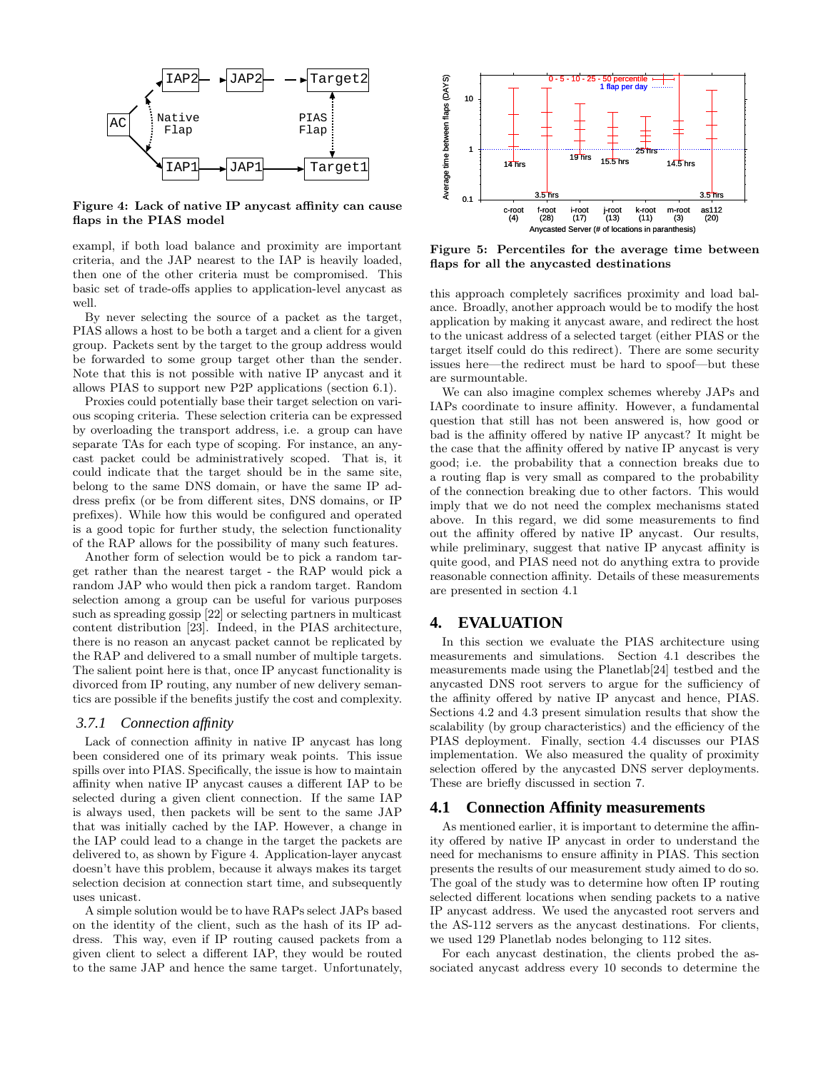**Figure 4: Lack of native IP anycast affinity can cause flaps in the PIAS model**

exampl, if both load balance and proximity are important criteria, and the JAP nearest to the IAP is heavily loaded, then one of the other criteria must be compromised. This basic set of trade-offs applies to application-level anycast as well.

By never selecting the source of a packet as the target, PIAS allows a host to be both a target and a client for a given group. Packets sent by the target to the group address would be forwarded to some group target other than the sender. Note that this is not possible with native IP anycast and it allows PIAS to support new P2P applications (section 6.1).

Proxies could potentially base their target selection on various scoping criteria. These selection criteria can be expressed by overloading the transport address, i.e. a group can have separate TAs for each type of scoping. For instance, an anycast packet could be administratively scoped. That is, it could indicate that the target should be in the same site, belong to the same DNS domain, or have the same IP address prefix (or be from different sites, DNS domains, or IP prefixes). While how this would be configured and operated is a good topic for further study, the selection functionality of the RAP allows for the possibility of many such features.

Another form of selection would be to pick a random target rather than the nearest target - the RAP would pick a random JAP who would then pick a random target. Random selection among a group can be useful for various purposes such as spreading gossip [22] or selecting partners in multicast content distribution [23]. Indeed, in the PIAS architecture, there is no reason an anycast packet cannot be replicated by the RAP and delivered to a small number of multiple targets. The salient point here is that, once IP anycast functionality is divorced from IP routing, any number of new delivery semantics are possible if the benefits justify the cost and complexity.

### 3.7.1 Connection affinity

Lack of connection affinity in native IP anycast has long been considered one of its primary weak points. This issue spills over into PIAS. Specifically, the issue is how to maintain affinity when native IP anycast causes a different IAP to be selected during a given client connection. If the same IAP is always used, then packets will be sent to the same JAP that was initially cached by the IAP. However, a change in the IAP could lead to a change in the target the packets are delivered to, as shown by Figure 4. Application-layer anycast doesn't have this problem, because it always makes its target selection decision at connection start time, and subsequently uses unicast.

A simple solution would be to have RAPs select JAPs based on the identity of the client, such as the hash of its IP address. This way, even if IP routing caused packets from a given client to select a different IAP, they would be routed to the same JAP and hence the same target. Unfortunately,

**Figure 5: Percentiles for the average time between flaps for all the anycasted destinations**

this approach completely sacrifices proximity and load balance. Broadly, another approach would be to modify the host application by making it anycast aware, and redirect the host to the unicast address of a selected target (either PIAS or the target itself could do this redirect). There are some security issues here—the redirect must be hard to spoof—but these are surmountable.

We can also imagine complex schemes whereby JAPs and IAPs coordinate to insure affinity. However, a fundamental question that still has not been answered is, how good or bad is the affinity offered by native IP anycast? It might be the case that the affinity offered by native IP anycast is very good; i.e. the probability that a connection breaks due to a routing flap is very small as compared to the probability of the connection breaking due to other factors. This would imply that we do not need the complex mechanisms stated above. In this regard, we did some measurements to find out the affinity offered by native IP anycast. Our results, while preliminary, suggest that native IP anycast affinity is quite good, and PIAS need not do anything extra to provide reasonable connection affinity. Details of these measurements are presented in section 4.1

## 4. EVALUATION

In this section we evaluate the PIAS architecture using measurements and simulations. Section 4.1 describes the measurements made using the Planetlab[24] testbed and the anycasted DNS root servers to argue for the sufficiency of the affinity offered by native IP anycast and hence, PIAS. Sections 4.2 and 4.3 present simulation results that show the scalability (by group characteristics) and the efficiency of the PIAS deployment. Finally, section 4.4 discusses our PIAS implementation. We also measured the quality of proximity selection offered by the anycasted DNS server deployments. These are briefly discussed in section 7.

### 4.1 Connection Affinity measurements

As mentioned earlier, it is important to determine the affinity offered by native IP anycast in order to understand the need for mechanisms to ensure affinity in PIAS. This section presents the results of our measurement study aimed to do so. The goal of the study was to determine how often IP routing selected different locations when sending packets to a native IP anycast address. We used the anycasted root servers and the AS-112 servers as the anycast destinations. For clients, we used 129 Planetlab nodes belonging to 112 sites.

For each anycast destination, the clients probed the associated anycast address every 10 seconds to determine the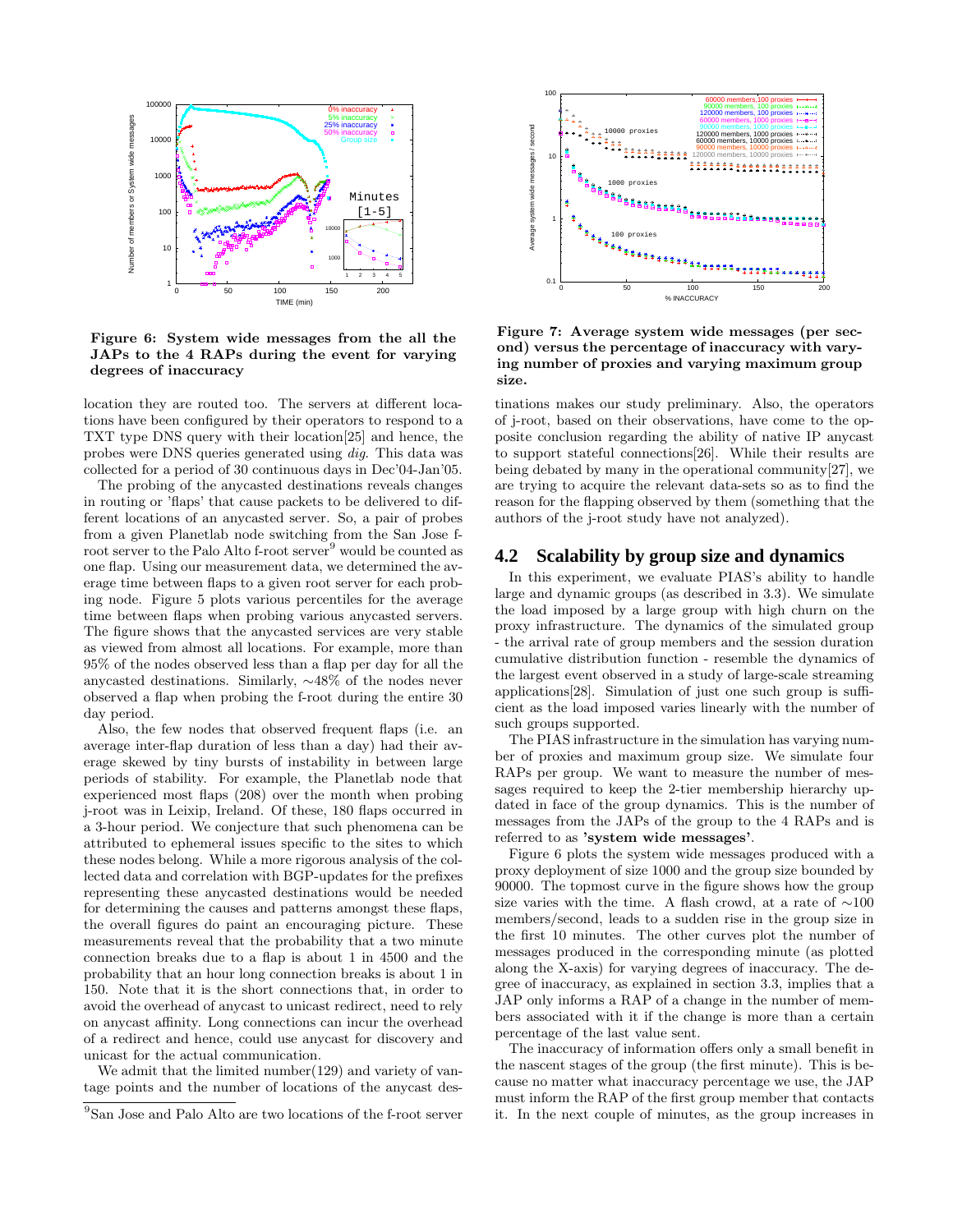Figure 6: System wide messages from the all the JAPs to the 4 RAPs during the event for varying degrees of inaccuracy

Figure 7: Average system wide messages (per second) versus the percentage of inaccuracy with varying number of proxies and varying maximum group size.

location they are routed too. The servers at different locations have been configured by their operators to respond to a TXT type DNS query with their location[25] and hence, the probes were DNS queries generated using *dig*. This data was collected for a period of 30 continuous days in Dec'04-Jan'05.

The probing of the anycasted destinations reveals changes in routing or 'flaps' that cause packets to be delivered to different locations of an anycasted server. So, a pair of probes from a given Planetlab node switching from the San Jose f-root server to the Palo Alto f-root server[9] would be counted as one flap. Using our measurement data, we determined the average time between flaps to a given root server for each probing node. Figure 5 plots various percentiles for the average time between flaps when probing various anycasted servers. The figure shows that the anycasted services are very stable as viewed from almost all locations. For example, more than 95% of the nodes observed less than a flap per day for all the anycasted destinations. Similarly, ∼48% of the nodes never observed a flap when probing the f-root during the entire 30 day period.

Also, the few nodes that observed frequent flaps (i.e. an average inter-flap duration of less than a day) had their average skewed by tiny bursts of instability in between large periods of stability. For example, the Planetlab node that experienced most flaps (208) over the month when probing j-root was in Leixip, Ireland. Of these, 180 flaps occurred in a 3-hour period. We conjecture that such phenomena can be attributed to ephemeral issues specific to the sites to which these nodes belong. While a more rigorous analysis of the collected data and correlation with BGP-updates for the prefixes representing these anycasted destinations would be needed for determining the causes and patterns amongst these flaps, the overall figures do paint an encouraging picture. These measurements reveal that the probability that a two minute connection breaks due to a flap is about 1 in 4500 and the probability that an hour long connection breaks is about 1 in 150. Note that it is the short connections that, in order to avoid the overhead of anycast to unicast redirect, need to rely on anycast affinity. Long connections can incur the overhead of a redirect and hence, could use anycast for discovery and unicast for the actual communication.

We admit that the limited number(129) and variety of vantage points and the number of locations of the anycast destinations makes our study preliminary. Also, the operators of j-root, based on their observations, have come to the opposite conclusion regarding the ability of native IP anycast to support stateful connections[26]. While their results are being debated by many in the operational community[27], we are trying to acquire the relevant data-sets so as to find the reason for the flapping observed by them (something that the authors of the j-root study have not analyzed).

[9] San Jose and Palo Alto are two locations of the f-root server

## 4.2 Scalability by group size and dynamics

In this experiment, we evaluate PIAS's ability to handle large and dynamic groups (as described in 3.3). We simulate the load imposed by a large group with high churn on the proxy infrastructure. The dynamics of the simulated group - the arrival rate of group members and the session duration cumulative distribution function - resemble the dynamics of the largest event observed in a study of large-scale streaming applications[28]. Simulation of just one such group is sufficient as the load imposed varies linearly with the number of such groups supported.

The PIAS infrastructure in the simulation has varying number of proxies and maximum group size. We simulate four RAPs per group. We want to measure the number of messages required to keep the 2-tier membership hierarchy updated in face of the group dynamics. This is the number of messages from the JAPs of the group to the 4 RAPs and is referred to as **'system wide messages'**.

Figure 6 plots the system wide messages produced with a proxy deployment of size 1000 and the group size bounded by 90000. The topmost curve in the figure shows how the group size varies with the time. A flash crowd, at a rate of ∼100 members/second, leads to a sudden rise in the group size in the first 10 minutes. The other curves plot the number of messages produced in the corresponding minute (as plotted along the X-axis) for varying degrees of inaccuracy. The degree of inaccuracy, as explained in section 3.3, implies that a JAP only informs a RAP of a change in the number of members associated with it if the change is more than a certain percentage of the last value sent.

The inaccuracy of information offers only a small benefit in the nascent stages of the group (the first minute). This is because no matter what inaccuracy percentage we use, the JAP must inform the RAP of the first group member that contacts it. In the next couple of minutes, as the group increases in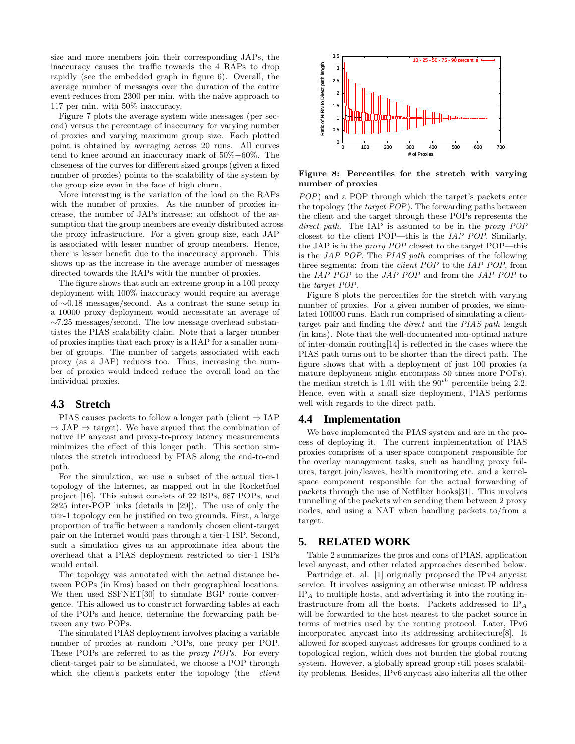size and more members join their corresponding JAPs, the inaccuracy causes the traffic towards the 4 RAPs to drop rapidly (see the embedded graph in figure 6). Overall, the average number of messages over the duration of the entire event reduces from 2300 per min. with the naive approach to 117 per min. with 50% inaccuracy.

Figure 7 plots the average system wide messages (per second) versus the percentage of inaccuracy for varying number of proxies and varying maximum group size. Each plotted point is obtained by averaging across 20 runs. All curves tend to knee around an inaccuracy mark of 50%−60%. The closeness of the curves for different sized groups (given a fixed number of proxies) points to the scalability of the system by the group size even in the face of high churn.

More interesting is the variation of the load on the RAPs with the number of proxies. As the number of proxies increase, the number of JAPs increase; an offshoot of the assumption that the group members are evenly distributed across the proxy infrastructure. For a given group size, each JAP is associated with lesser number of group members. Hence, there is lesser benefit due to the inaccuracy approach. This shows up as the increase in the average number of messages directed towards the RAPs with the number of proxies.

The figure shows that such an extreme group in a 100 proxy deployment with 100% inaccuracy would require an average of ∼0.18 messages/second. As a contrast the same setup in a 10000 proxy deployment would necessitate an average of ∼7.25 messages/second. The low message overhead substantiates the PIAS scalability claim. Note that a larger number of proxies implies that each proxy is a RAP for a smaller number of groups. The number of targets associated with each proxy (as a JAP) reduces too. Thus, increasing the number of proxies would indeed reduce the overall load on the individual proxies.

## 4.3 Stretch

PIAS causes packets to follow a longer path (client ⇒ IAP ⇒ JAP ⇒ target). We have argued that the combination of native IP anycast and proxy-to-proxy latency measurements minimizes the effect of this longer path. This section simulates the stretch introduced by PIAS along the end-to-end path.

For the simulation, we use a subset of the actual tier-1 topology of the Internet, as mapped out in the Rocketfuel project [16]. This subset consists of 22 ISPs, 687 POPs, and 2825 inter-POP links (details in [29]). The use of only the tier-1 topology can be justified on two grounds. First, a large proportion of traffic between a randomly chosen client-target pair on the Internet would pass through a tier-1 ISP. Second, such a simulation gives us an approximate idea about the overhead that a PIAS deployment restricted to tier-1 ISPs would entail.

The topology was annotated with the actual distance between POPs (in Kms) based on their geographical locations. We then used SSFNET[30] to simulate BGP route convergence. This allowed us to construct forwarding tables at each of the POPs and hence, determine the forwarding path between any two POPs.

The simulated PIAS deployment involves placing a variable number of proxies at random POPs, one proxy per POP. These POPs are referred to as the *proxy POPs*. For every client-target pair to be simulated, we choose a POP through which the client's packets enter the topology (the *client POP*) and a POP through which the target's packets enter the topology (the *target POP*). The forwarding paths between the client and the target through these POPs represents the *direct path*. The IAP is assumed to be in the *proxy POP* closest to the client POP—this is the *IAP POP*. Similarly, the JAP is in the *proxy POP* closest to the target POP—this is the *JAP POP*. The *PIAS path* comprises of the following three segments: from the *client POP* to the *IAP POP*, from the *IAP POP* to the *JAP POP* and from the *JAP POP* to the *target POP*.

**Figure 8: Percentiles for the stretch with varying number of proxies**

Figure 8 plots the percentiles for the stretch with varying number of proxies. For a given number of proxies, we simulated 100000 runs. Each run comprised of simulating a client-target pair and finding the *direct* and the *PIAS path* length (in kms). Note that the well-documented non-optimal nature of inter-domain routing[14] is reflected in the cases where the PIAS path turns out to be shorter than the direct path. The figure shows that with a deployment of just 100 proxies (a mature deployment might encompass 50 times more POPs), the median stretch is 1.01 with the $90^{th}$ percentile being 2.2. Hence, even with a small size deployment, PIAS performs well with regards to the direct path.

## 4.4 Implementation

We have implemented the PIAS system and are in the process of deploying it. The current implementation of PIAS proxies comprises of a user-space component responsible for the overlay management tasks, such as handling proxy failures, target join/leaves, health monitoring etc. and a kernel-space component responsible for the actual forwarding of packets through the use of Netfilter hooks[31]. This involves tunnelling of the packets when sending them between 2 proxy nodes, and using a NAT when handling packets to/from a target.

# 5. RELATED WORK

Table 2 summarizes the pros and cons of PIAS, application level anycast, and other related approaches described below.

Partridge et. al. [1] originally proposed the IPv4 anycast service. It involves assigning an otherwise unicast IP address $IP_A$ to multiple hosts, and advertising it into the routing infrastructure from all the hosts. Packets addressed to $IP_A$ will be forwarded to the host nearest to the packet source in terms of metrics used by the routing protocol. Later, IPv6 incorporated anycast into its addressing architecture[8]. It allowed for scoped anycast addresses for groups confined to a topological region, which does not burden the global routing system. However, a globally spread group still poses scalability problems. Besides, IPv6 anycast also inherits all the other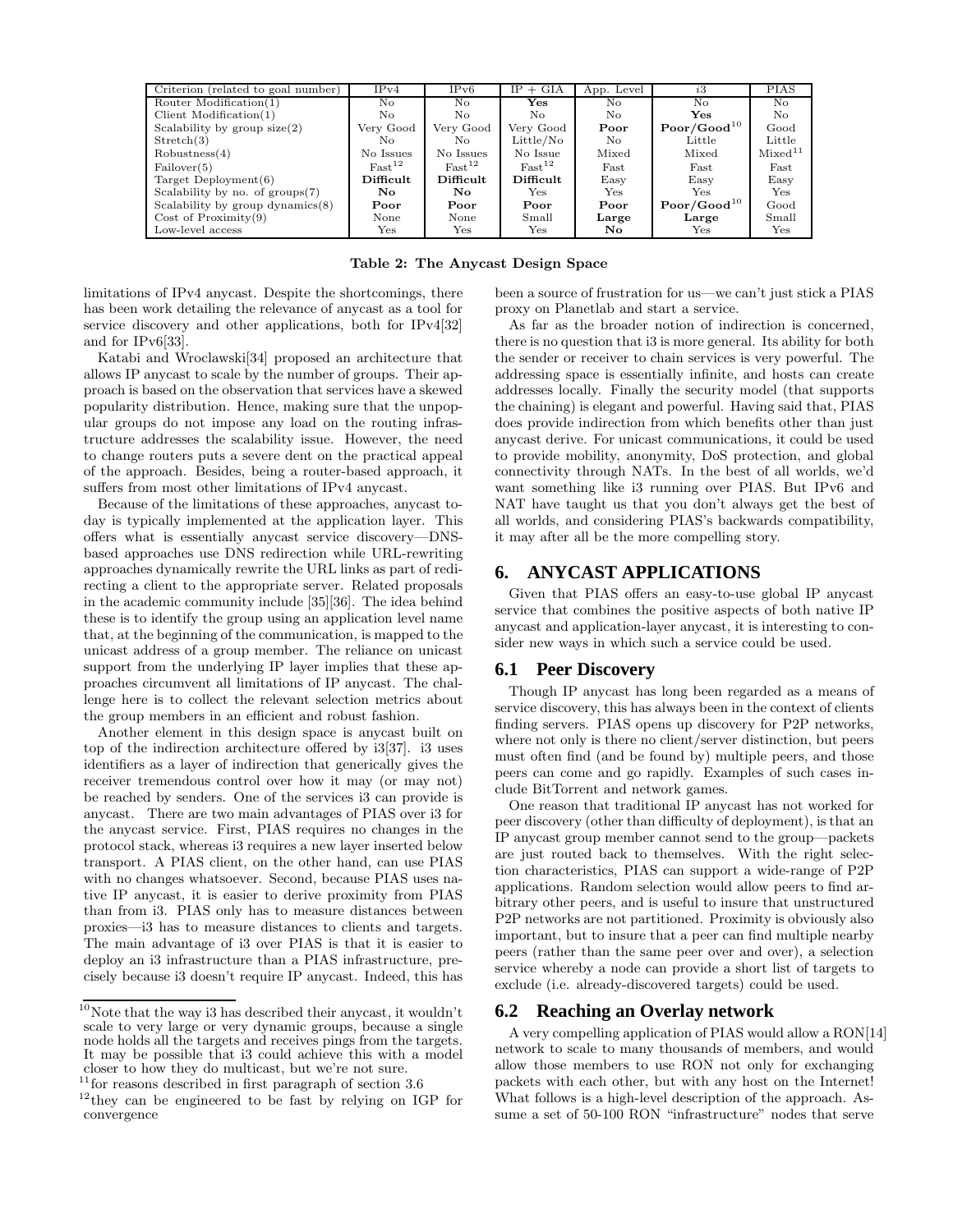| Criterion (related to goal number) | IPv4 | IPv6 | IP + GIA | App. Level | *i3* | PIAS |
|---|---|---|---|---|---|---|
| Router Modification(1) | No | No | **Yes** | No | No | No |
| Client Modification(1) | No | No | No | No | **Yes** | No |
| Scalability by group size(2) | Very Good | Very Good | Very Good | **Poor** | **Poor/Good**[10] | Good |
| Stretch(3) | No | No | Little/No | No | Little | Little |
| Robustness(4) | No Issues | No Issues | No Issue | Mixed | Mixed | Mixed[11] |
| Failover(5) | Fast[12] | Fast[12] | Fast[12] | Fast | Fast | Fast |
| Target Deployment(6) | **Difficult** | **Difficult** | **Difficult** | Easy | Easy | Easy |
| Scalability by no. of groups(7) | **No** | **No** | Yes | Yes | Yes | Yes |
| Scalability by group dynamics(8) | **Poor** | **Poor** | **Poor** | **Poor** | **Poor/Good**[10] | Good |
| Cost of Proximity(9) | None | None | Small | **Large** | **Large** | Small |
| Low-level access | Yes | Yes | Yes | **No** | Yes | Yes |

**Table 2: The Anycast Design Space**

limitations of IPv4 anycast. Despite the shortcomings, there has been work detailing the relevance of anycast as a tool for service discovery and other applications, both for IPv4[32] and for IPv6[33].

Katabi and Wroclawski[34] proposed an architecture that allows IP anycast to scale by the number of groups. Their approach is based on the observation that services have a skewed popularity distribution. Hence, making sure that the unpopular groups do not impose any load on the routing infrastructure addresses the scalability issue. However, the need to change routers puts a severe dent on the practical appeal of the approach. Besides, being a router-based approach, it suffers from most other limitations of IPv4 anycast.

Because of the limitations of these approaches, anycast today is typically implemented at the application layer. This offers what is essentially anycast service discovery—DNS-based approaches use DNS redirection while URL-rewriting approaches dynamically rewrite the URL links as part of redirecting a client to the appropriate server. Related proposals in the academic community include [35][36]. The idea behind these is to identify the group using an application level name that, at the beginning of the communication, is mapped to the unicast address of a group member. The reliance on unicast support from the underlying IP layer implies that these approaches circumvent all limitations of IP anycast. The challenge here is to collect the relevant selection metrics about the group members in an efficient and robust fashion.

Another element in this design space is anycast built on top of the indirection architecture offered by i3[37]. i3 uses identifiers as a layer of indirection that generically gives the receiver tremendous control over how it may (or may not) be reached by senders. One of the services i3 can provide is anycast. There are two main advantages of PIAS over i3 for the anycast service. First, PIAS requires no changes in the protocol stack, whereas i3 requires a new layer inserted below transport. A PIAS client, on the other hand, can use PIAS with no changes whatsoever. Second, because PIAS uses native IP anycast, it is easier to derive proximity from PIAS than from i3. PIAS only has to measure distances between proxies—i3 has to measure distances to clients and targets. The main advantage of i3 over PIAS is that it is easier to deploy an i3 infrastructure than a PIAS infrastructure, precisely because i3 doesn't require IP anycast. Indeed, this has been a source of frustration for us—we can't just stick a PIAS proxy on Planetlab and start a service.

As far as the broader notion of indirection is concerned, there is no question that i3 is more general. Its ability for both the sender or receiver to chain services is very powerful. The addressing space is essentially infinite, and hosts can create addresses locally. Finally the security model (that supports the chaining) is elegant and powerful. Having said that, PIAS does provide indirection from which benefits other than just anycast derive. For unicast communications, it could be used to provide mobility, anonymity, DoS protection, and global connectivity through NATs. In the best of all worlds, we'd want something like i3 running over PIAS. But IPv6 and NAT have taught us that you don't always get the best of all worlds, and considering PIAS's backwards compatibility, it may after all be the more compelling story.

## 6. ANYCAST APPLICATIONS

Given that PIAS offers an easy-to-use global IP anycast service that combines the positive aspects of both native IP anycast and application-layer anycast, it is interesting to consider new ways in which such a service could be used.

### 6.1 Peer Discovery

Though IP anycast has long been regarded as a means of service discovery, this has always been in the context of clients finding servers. PIAS opens up discovery for P2P networks, where not only is there no client/server distinction, but peers must often find (and be found by) multiple peers, and those peers can come and go rapidly. Examples of such cases include BitTorrent and network games.

One reason that traditional IP anycast has not worked for peer discovery (other than difficulty of deployment), is that an IP anycast group member cannot send to the group—packets are just routed back to themselves. With the right selection characteristics, PIAS can support a wide-range of P2P applications. Random selection would allow peers to find arbitrary other peers, and is useful to insure that unstructured P2P networks are not partitioned. Proximity is obviously also important, but to insure that a peer can find multiple nearby peers (rather than the same peer over and over), a selection service whereby a node can provide a short list of targets to exclude (i.e. already-discovered targets) could be used.

### 6.2 Reaching an Overlay network

A very compelling application of PIAS would allow a RON[14] network to scale to many thousands of members, and would allow those members to use RON not only for exchanging packets with each other, but with any host on the Internet! What follows is a high-level description of the approach. Assume a set of 50-100 RON "infrastructure" nodes that serve

[10] Note that the way i3 has described their anycast, it wouldn't scale to very large or very dynamic groups, because a single node holds all the targets and receives pings from the targets. It may be possible that i3 could achieve this with a model closer to how they do multicast, but we're not sure.

[11] for reasons described in first paragraph of section 3.6

[12] they can be engineered to be fast by relying on IGP for convergence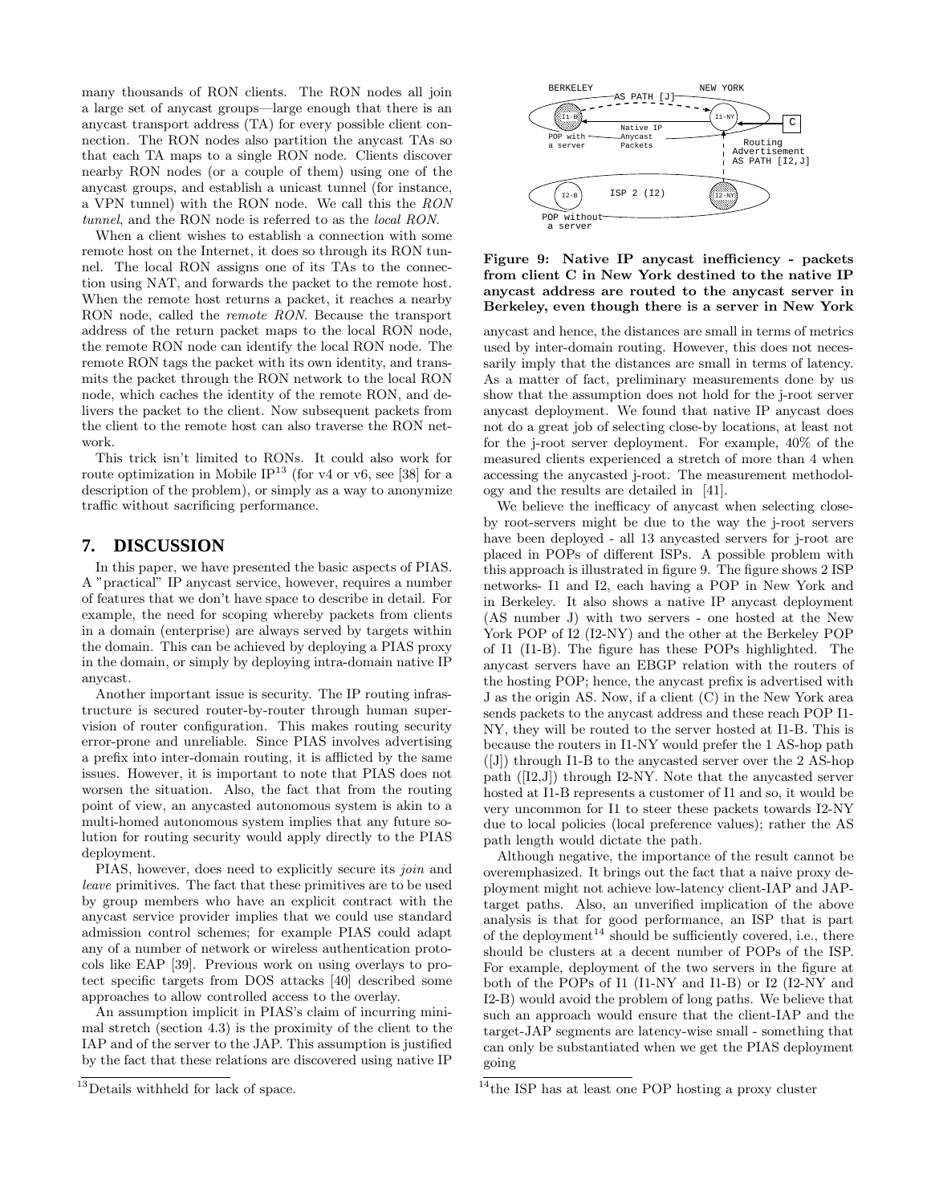many thousands of RON clients. The RON nodes all join a large set of anycast groups—large enough that there is an anycast transport address (TA) for every possible client connection. The RON nodes also partition the anycast TAs so that each TA maps to a single RON node. Clients discover nearby RON nodes (or a couple of them) using one of the anycast groups, and establish a unicast tunnel (for instance, a VPN tunnel) with the RON node. We call this the *RON tunnel*, and the RON node is referred to as the *local RON*.

When a client wishes to establish a connection with some remote host on the Internet, it does so through its RON tunnel. The local RON assigns one of its TAs to the connection using NAT, and forwards the packet to the remote host. When the remote host returns a packet, it reaches a nearby RON node, called the *remote RON*. Because the transport address of the return packet maps to the local RON node, the remote RON node can identify the local RON node. The remote RON tags the packet with its own identity, and transmits the packet through the RON network to the local RON node, which caches the identity of the remote RON, and delivers the packet to the client. Now subsequent packets from the client to the remote host can also traverse the RON network.

This trick isn't limited to RONs. It could also work for route optimization in Mobile IP[13] (for v4 or v6, see [38] for a description of the problem), or simply as a way to anonymize traffic without sacrificing performance.

## 7. DISCUSSION

In this paper, we have presented the basic aspects of PIAS. A "practical" IP anycast service, however, requires a number of features that we don't have space to describe in detail. For example, the need for scoping whereby packets from clients in a domain (enterprise) are always served by targets within the domain. This can be achieved by deploying a PIAS proxy in the domain, or simply by deploying intra-domain native IP anycast.

Another important issue is security. The IP routing infrastructure is secured router-by-router through human supervision of router configuration. This makes routing security error-prone and unreliable. Since PIAS involves advertising a prefix into inter-domain routing, it is afflicted by the same issues. However, it is important to note that PIAS does not worsen the situation. Also, the fact that from the routing point of view, an anycasted autonomous system is akin to a multi-homed autonomous system implies that any future solution for routing security would apply directly to the PIAS deployment.

PIAS, however, does need to explicitly secure its *join* and *leave* primitives. The fact that these primitives are to be used by group members who have an explicit contract with the anycast service provider implies that we could use standard admission control schemes; for example PIAS could adapt any of a number of network or wireless authentication protocols like EAP [39]. Previous work on using overlays to protect specific targets from DOS attacks [40] described some approaches to allow controlled access to the overlay.

An assumption implicit in PIAS's claim of incurring minimal stretch (section 4.3) is the proximity of the client to the IAP and of the server to the JAP. This assumption is justified by the fact that these relations are discovered using native IP

BERKELEY
AS PATH [J]
NEW YORK
I1-B
I1-NY
C
Native IP Anycast Packets
POP with a server
Routing Advertisement AS PATH [I2,J]
I2-B
ISP 2 (I2)
I2-NY
POP without a server

**Figure 9: Native IP anycast inefficiency - packets from client C in New York destined to the native IP anycast address are routed to the anycast server in Berkeley, even though there is a server in New York**

anycast and hence, the distances are small in terms of metrics used by inter-domain routing. However, this does not necessarily imply that the distances are small in terms of latency. As a matter of fact, preliminary measurements done by us show that the assumption does not hold for the j-root server anycast deployment. We found that native IP anycast does not do a great job of selecting close-by locations, at least not for the j-root server deployment. For example, 40% of the measured clients experienced a stretch of more than 4 when accessing the anycasted j-root. The measurement methodology and the results are detailed in [41].

We believe the inefficacy of anycast when selecting close-by root-servers might be due to the way the j-root servers have been deployed - all 13 anycasted servers for j-root are placed in POPs of different ISPs. A possible problem with this approach is illustrated in figure 9. The figure shows 2 ISP networks- I1 and I2, each having a POP in New York and in Berkeley. It also shows a native IP anycast deployment (AS number J) with two servers - one hosted at the New York POP of I2 (I2-NY) and the other at the Berkeley POP of I1 (I1-B). The figure has these POPs highlighted. The anycast servers have an EBGP relation with the routers of the hosting POP; hence, the anycast prefix is advertised with J as the origin AS. Now, if a client (C) in the New York area sends packets to the anycast address and these reach POP I1-NY, they will be routed to the server hosted at I1-B. This is because the routers in I1-NY would prefer the 1 AS-hop path ([J]) through I1-B to the anycasted server over the 2 AS-hop path ([I2,J]) through I2-NY. Note that the anycasted server hosted at I1-B represents a customer of I1 and so, it would be very uncommon for I1 to steer these packets towards I2-NY due to local policies (local preference values); rather the AS path length would dictate the path.

Although negative, the importance of the result cannot be overemphasized. It brings out the fact that a naive proxy deployment might not achieve low-latency client-IAP and JAP-target paths. Also, an unverified implication of the above analysis is that for good performance, an ISP that is part of the deployment[14] should be sufficiently covered, i.e., there should be clusters at a decent number of POPs of the ISP. For example, deployment of the two servers in the figure at both of the POPs of I1 (I1-NY and I1-B) or I2 (I2-NY and I2-B) would avoid the problem of long paths. We believe that such an approach would ensure that the client-IAP and the target-JAP segments are latency-wise small - something that can only be substantiated when we get the PIAS deployment going

[13] Details withheld for lack of space.

[14] the ISP has at least one POP hosting a proxy cluster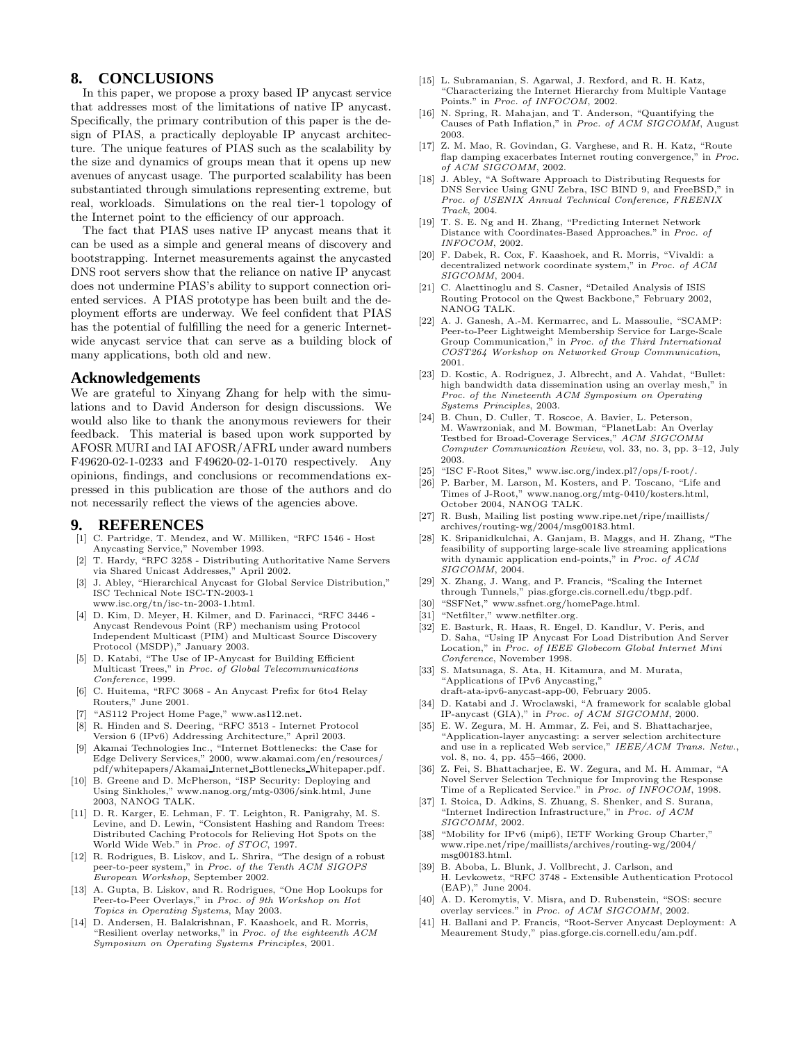## 8. CONCLUSIONS

In this paper, we propose a proxy based IP anycast service that addresses most of the limitations of native IP anycast. Specifically, the primary contribution of this paper is the design of PIAS, a practically deployable IP anycast architecture. The unique features of PIAS such as the scalability by the size and dynamics of groups mean that it opens up new avenues of anycast usage. The purported scalability has been substantiated through simulations representing extreme, but real, workloads. Simulations on the real tier-1 topology of the Internet point to the efficiency of our approach.

The fact that PIAS uses native IP anycast means that it can be used as a simple and general means of discovery and bootstrapping. Internet measurements against the anycasted DNS root servers show that the reliance on native IP anycast does not undermine PIAS's ability to support connection oriented services. A PIAS prototype has been built and the deployment efforts are underway. We feel confident that PIAS has the potential of fulfilling the need for a generic Internet-wide anycast service that can serve as a building block of many applications, both old and new.

## Acknowledgements

We are grateful to Xinyang Zhang for help with the simulations and to David Anderson for design discussions. We would also like to thank the anonymous reviewers for their feedback. This material is based upon work supported by AFOSR MURI and IAI AFOSR/AFRL under award numbers F49620-02-1-0233 and F49620-02-1-0170 respectively. Any opinions, findings, and conclusions or recommendations expressed in this publication are those of the authors and do not necessarily reflect the views of the agencies above.

## 9. REFERENCES

[1] C. Partridge, T. Mendez, and W. Milliken, "RFC 1546 - Host Anycasting Service," November 1993.

[2] T. Hardy, "RFC 3258 - Distributing Authoritative Name Servers via Shared Unicast Addresses," April 2002.

[3] J. Abley, "Hierarchical Anycast for Global Service Distribution," ISC Technical Note ISC-TN-2003-1 www.isc.org/tn/isc-tn-2003-1.html.

[4] D. Kim, D. Meyer, H. Kilmer, and D. Farinacci, "RFC 3446 - Anycast Rendevous Point (RP) mechanism using Protocol Independent Multicast (PIM) and Multicast Source Discovery Protocol (MSDP)," January 2003.

[5] D. Katabi, "The Use of IP-Anycast for Building Efficient Multicast Trees," in *Proc. of Global Telecommunications Conference*, 1999.

[6] C. Huitema, "RFC 3068 - An Anycast Prefix for 6to4 Relay Routers," June 2001.

[7] "AS112 Project Home Page," www.as112.net.

[8] R. Hinden and S. Deering, "RFC 3513 - Internet Protocol Version 6 (IPv6) Addressing Architecture," April 2003.

[9] Akamai Technologies Inc., "Internet Bottlenecks: the Case for Edge Delivery Services," 2000, www.akamai.com/en/resources/pdf/whitepapers/Akamai_Internet_Bottlenecks_Whitepaper.pdf.

[10] B. Greene and D. McPherson, "ISP Security: Deploying and Using Sinkholes," www.nanog.org/mtg-0306/sink.html, June 2003, NANOG TALK.

[11] D. R. Karger, E. Lehman, F. T. Leighton, R. Panigrahy, M. S. Levine, and D. Lewin, "Consistent Hashing and Random Trees: Distributed Caching Protocols for Relieving Hot Spots on the World Wide Web." in *Proc. of STOC*, 1997.

[12] R. Rodrigues, B. Liskov, and L. Shrira, "The design of a robust peer-to-peer system," in *Proc. of the Tenth ACM SIGOPS European Workshop*, September 2002.

[13] A. Gupta, B. Liskov, and R. Rodrigues, "One Hop Lookups for Peer-to-Peer Overlays," in *Proc. of 9th Workshop on Hot Topics in Operating Systems*, May 2003.

[14] D. Andersen, H. Balakrishnan, F. Kaashoek, and R. Morris, "Resilient overlay networks," in *Proc. of the eighteenth ACM Symposium on Operating Systems Principles*, 2001.

[15] L. Subramanian, S. Agarwal, J. Rexford, and R. H. Katz, "Characterizing the Internet Hierarchy from Multiple Vantage Points." in *Proc. of INFOCOM*, 2002.

[16] N. Spring, R. Mahajan, and T. Anderson, "Quantifying the Causes of Path Inflation," in *Proc. of ACM SIGCOMM*, August 2003.

[17] Z. M. Mao, R. Govindan, G. Varghese, and R. H. Katz, "Route flap damping exacerbates Internet routing convergence," in *Proc. of ACM SIGCOMM*, 2002.

[18] J. Abley, "A Software Approach to Distributing Requests for DNS Service Using GNU Zebra, ISC BIND 9, and FreeBSD," in *Proc. of USENIX Annual Technical Conference, FREENIX Track*, 2004.

[19] T. S. E. Ng and H. Zhang, "Predicting Internet Network Distance with Coordinates-Based Approaches." in *Proc. of INFOCOM*, 2002.

[20] F. Dabek, R. Cox, F. Kaashoek, and R. Morris, "Vivaldi: a decentralized network coordinate system," in *Proc. of ACM SIGCOMM*, 2004.

[21] C. Alaettinoglu and S. Casner, "Detailed Analysis of ISIS Routing Protocol on the Qwest Backbone," February 2002, NANOG TALK.

[22] A. J. Ganesh, A.-M. Kermarrec, and L. Massoulie, "SCAMP: Peer-to-Peer Lightweight Membership Service for Large-Scale Group Communication," in *Proc. of the Third International COST264 Workshop on Networked Group Communication*, 2001.

[23] D. Kostic, A. Rodriguez, J. Albrecht, and A. Vahdat, "Bullet: high bandwidth data dissemination using an overlay mesh," in *Proc. of the Nineteenth ACM Symposium on Operating Systems Principles*, 2003.

[24] B. Chun, D. Culler, T. Roscoe, A. Bavier, L. Peterson, M. Wawrzoniak, and M. Bowman, "PlanetLab: An Overlay Testbed for Broad-Coverage Services," *ACM SIGCOMM Computer Communication Review*, vol. 33, no. 3, pp. 3–12, July 2003.

[25] "ISC F-Root Sites," www.isc.org/index.pl?/ops/f-root/.

[26] P. Barber, M. Larson, M. Kosters, and P. Toscano, "Life and Times of J-Root," www.nanog.org/mtg-0410/kosters.html, October 2004, NANOG TALK.

[27] R. Bush, Mailing list posting www.ripe.net/ripe/maillists/archives/routing-wg/2004/msg00183.html.

[28] K. Sripanidkulchai, A. Ganjam, B. Maggs, and H. Zhang, "The feasibility of supporting large-scale live streaming applications with dynamic application end-points," in *Proc. of ACM SIGCOMM*, 2004.

[29] X. Zhang, J. Wang, and P. Francis, "Scaling the Internet through Tunnels," pias.gforge.cis.cornell.edu/tbgp.pdf.

[30] "SSFNet," www.ssfnet.org/homePage.html.

[31] "Netfilter," www.netfilter.org.

[32] E. Basturk, R. Haas, R. Engel, D. Kandlur, V. Peris, and D. Saha, "Using IP Anycast For Load Distribution And Server Location," in *Proc. of IEEE Globecom Global Internet Mini Conference*, November 1998.

[33] S. Matsunaga, S. Ata, H. Kitamura, and M. Murata, "Applications of IPv6 Anycasting," draft-ata-ipv6-anycast-app-00, February 2005.

[34] D. Katabi and J. Wroclawski, "A framework for scalable global IP-anycast (GIA)," in *Proc. of ACM SIGCOMM*, 2000.

[35] E. W. Zegura, M. H. Ammar, Z. Fei, and S. Bhattacharjee, "Application-layer anycasting: a server selection architecture and use in a replicated Web service," *IEEE/ACM Trans. Netw.*, vol. 8, no. 4, pp. 455–466, 2000.

[36] Z. Fei, S. Bhattacharjee, E. W. Zegura, and M. H. Ammar, "A Novel Server Selection Technique for Improving the Response Time of a Replicated Service." in *Proc. of INFOCOM*, 1998.

[37] I. Stoica, D. Adkins, S. Zhuang, S. Shenker, and S. Surana, "Internet Indirection Infrastructure," in *Proc. of ACM SIGCOMM*, 2002.

[38] "Mobility for IPv6 (mip6), IETF Working Group Charter," www.ripe.net/ripe/maillists/archives/routing-wg/2004/msg00183.html.

[39] B. Aboba, L. Blunk, J. Vollbrecht, J. Carlson, and H. Levkowetz, "RFC 3748 - Extensible Authentication Protocol (EAP)," June 2004.

[40] A. D. Keromytis, V. Misra, and D. Rubenstein, "SOS: secure overlay services." in *Proc. of ACM SIGCOMM*, 2002.

[41] H. Ballani and P. Francis, "Root-Server Anycast Deployment: A Meaurement Study," pias.gforge.cis.cornell.edu/am.pdf.